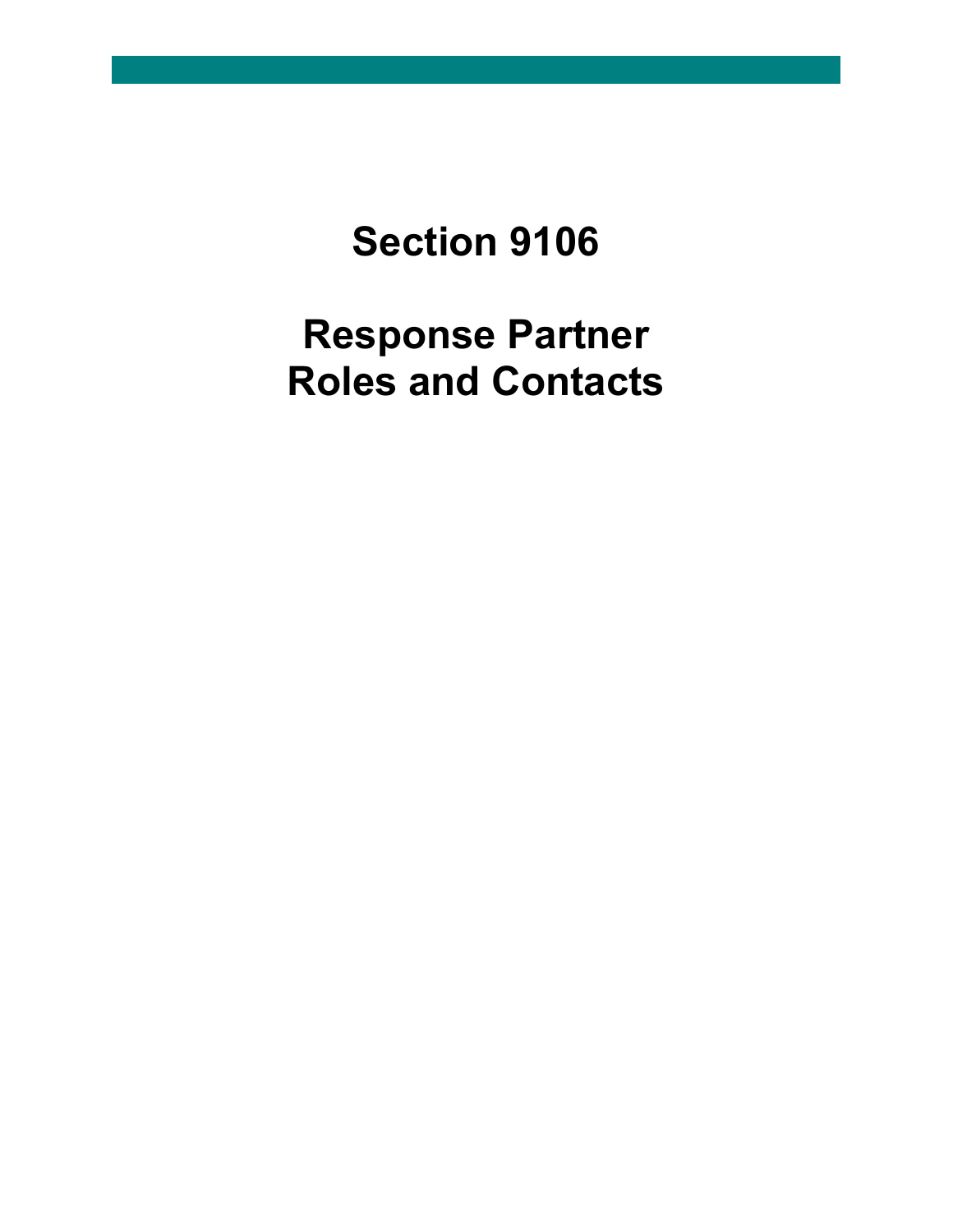# Section 9106

# Response Partner Roles and Contacts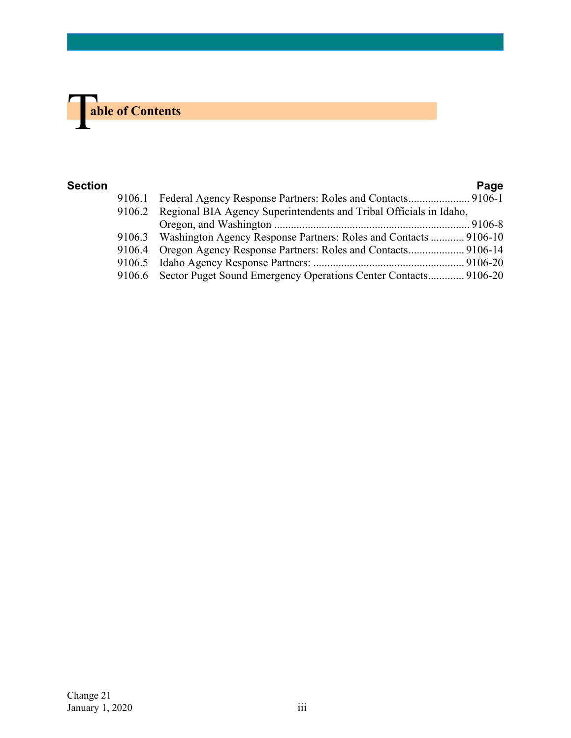# Table of Contents

| Section | | Page |
|---|---|---|
| 9106.1 | Federal Agency Response Partners: Roles and Contacts | 9106-1 |
| 9106.2 | Regional BIA Agency Superintendents and Tribal Officials in Idaho, Oregon, and Washington | 9106-8 |
| 9106.3 | Washington Agency Response Partners: Roles and Contacts | 9106-10 |
| 9106.4 | Oregon Agency Response Partners: Roles and Contacts | 9106-14 |
| 9106.5 | Idaho Agency Response Partners: | 9106-20 |
| 9106.6 | Sector Puget Sound Emergency Operations Center Contacts | 9106-20 |

Change 21
January 1, 2020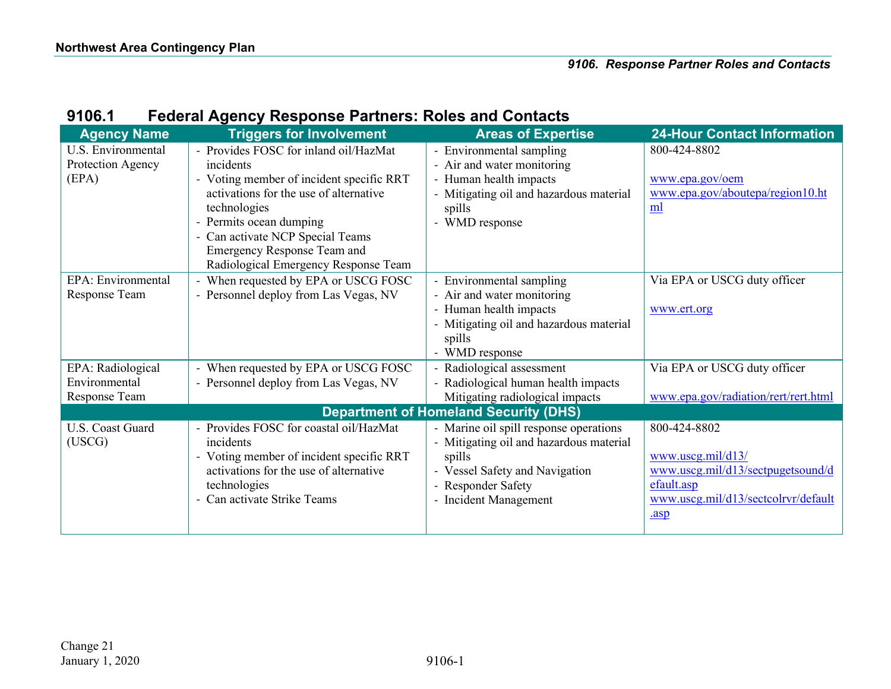## 9106.1 Federal Agency Response Partners: Roles and Contacts

| Agency Name | Triggers for Involvement | Areas of Expertise | 24-Hour Contact Information |
|---|---|---|---|
| U.S. Environmental Protection Agency (EPA) | - Provides FOSC for inland oil/HazMat incidents<br>- Voting member of incident specific RRT activations for the use of alternative technologies<br>- Permits ocean dumping<br>- Can activate NCP Special Teams Emergency Response Team and Radiological Emergency Response Team | - Environmental sampling<br>- Air and water monitoring<br>- Human health impacts<br>- Mitigating oil and hazardous material spills<br>- WMD response | 800-424-8802<br><br>www.epa.gov/oem<br>www.epa.gov/aboutepa/region10.html |
| EPA: Environmental Response Team | - When requested by EPA or USCG FOSC<br>- Personnel deploy from Las Vegas, NV | - Environmental sampling<br>- Air and water monitoring<br>- Human health impacts<br>- Mitigating oil and hazardous material spills<br>- WMD response | Via EPA or USCG duty officer<br><br>www.ert.org |
| EPA: Radiological Environmental Response Team | - When requested by EPA or USCG FOSC<br>- Personnel deploy from Las Vegas, NV | - Radiological assessment<br>- Radiological human health impacts<br>Mitigating radiological impacts | Via EPA or USCG duty officer<br><br>www.epa.gov/radiation/rert/rert.html |
| **Department of Homeland Security (DHS)** | | | |
| U.S. Coast Guard (USCG) | - Provides FOSC for coastal oil/HazMat incidents<br>- Voting member of incident specific RRT activations for the use of alternative technologies<br>- Can activate Strike Teams | - Marine oil spill response operations<br>- Mitigating oil and hazardous material spills<br>- Vessel Safety and Navigation<br>- Responder Safety<br>- Incident Management | 800-424-8802<br><br>www.uscg.mil/d13/<br>www.uscg.mil/d13/sectpugetsound/default.asp<br>www.uscg.mil/d13/sectcolrvr/default.asp |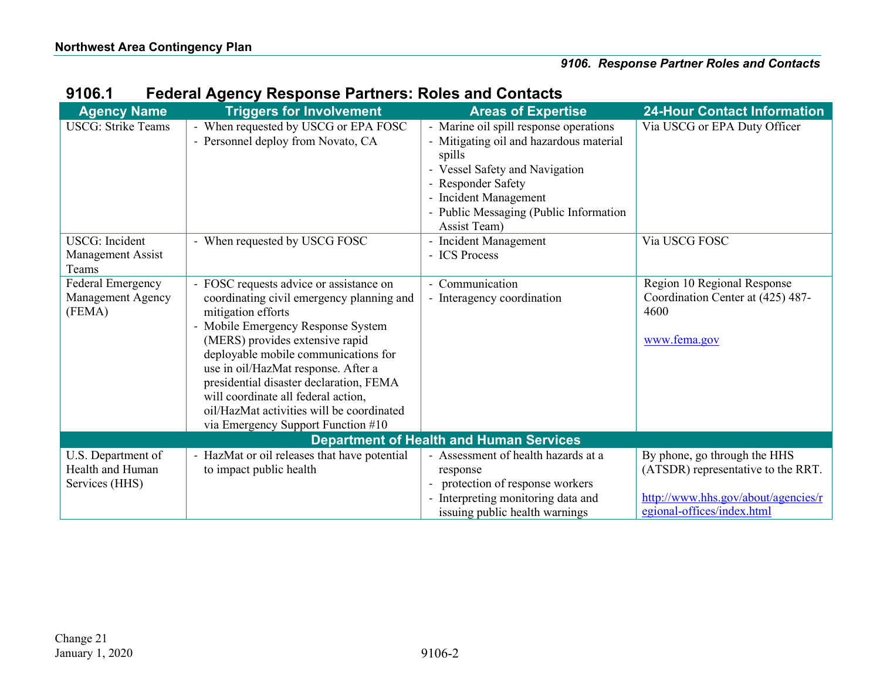## 9106.1 Federal Agency Response Partners: Roles and Contacts

| Agency Name | Triggers for Involvement | Areas of Expertise | 24-Hour Contact Information |
|---|---|---|---|
| USCG: Strike Teams | - When requested by USCG or EPA FOSC<br>- Personnel deploy from Novato, CA | - Marine oil spill response operations<br>- Mitigating oil and hazardous material spills<br>- Vessel Safety and Navigation<br>- Responder Safety<br>- Incident Management<br>- Public Messaging (Public Information Assist Team) | Via USCG or EPA Duty Officer |
| USCG: Incident Management Assist Teams | - When requested by USCG FOSC | - Incident Management<br>- ICS Process | Via USCG FOSC |
| Federal Emergency Management Agency (FEMA) | - FOSC requests advice or assistance on coordinating civil emergency planning and mitigation efforts<br>- Mobile Emergency Response System (MERS) provides extensive rapid deployable mobile communications for use in oil/HazMat response. After a presidential disaster declaration, FEMA will coordinate all federal action, oil/HazMat activities will be coordinated via Emergency Support Function #10 | - Communication<br>- Interagency coordination | Region 10 Regional Response Coordination Center at (425) 487-4600<br><br>www.fema.gov |
| **Department of Health and Human Services** | | | |
| U.S. Department of Health and Human Services (HHS) | - HazMat or oil releases that have potential to impact public health | - Assessment of health hazards at a response<br>- protection of response workers<br>- Interpreting monitoring data and issuing public health warnings | By phone, go through the HHS (ATSDR) representative to the RRT.<br><br>http://www.hhs.gov/about/agencies/regional-offices/index.html |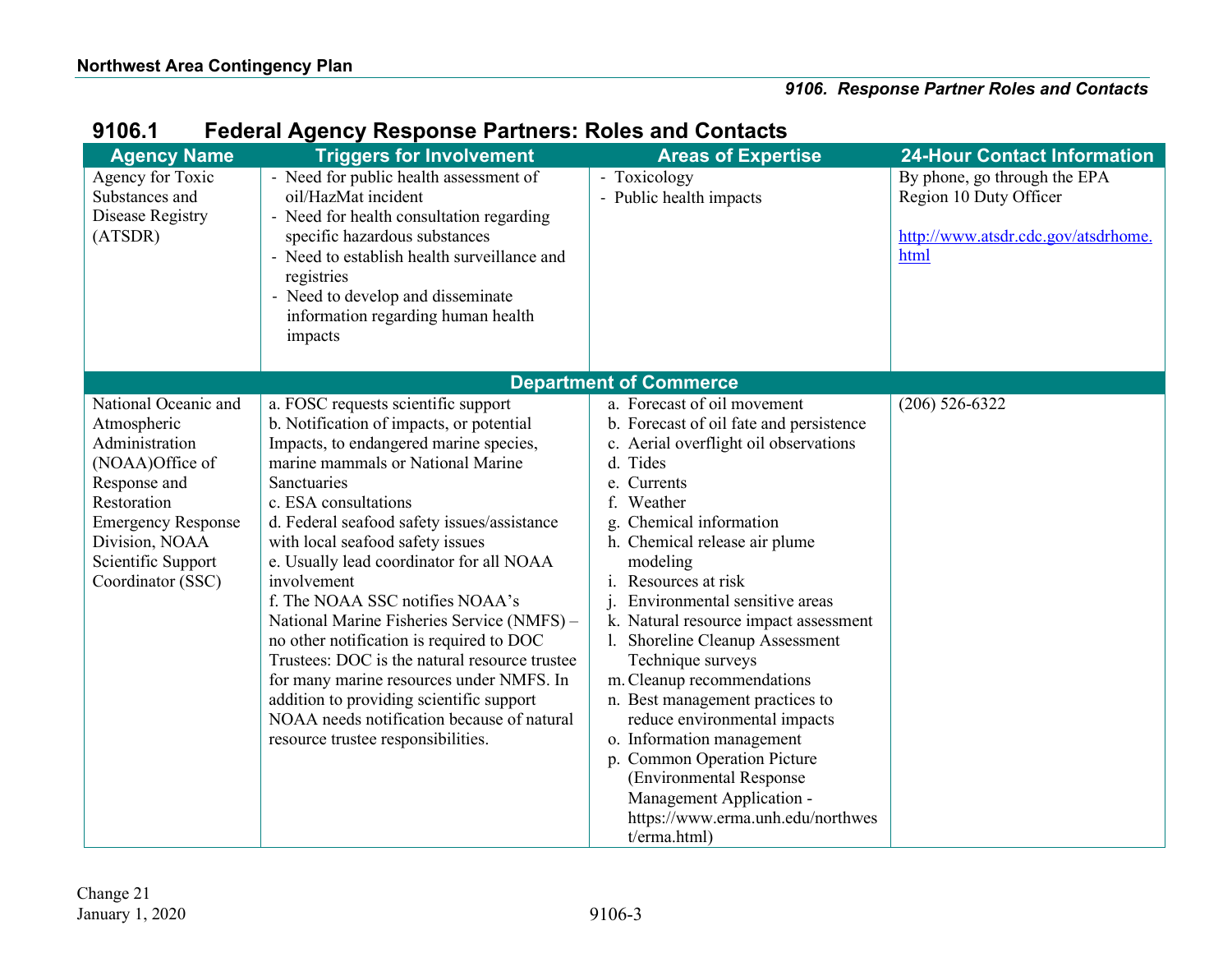## 9106.1 Federal Agency Response Partners: Roles and Contacts

| Agency Name | Triggers for Involvement | Areas of Expertise | 24-Hour Contact Information |
|---|---|---|---|
| Agency for Toxic Substances and Disease Registry (ATSDR) | - Need for public health assessment of oil/HazMat incident<br>- Need for health consultation regarding specific hazardous substances<br>- Need to establish health surveillance and registries<br>- Need to develop and disseminate information regarding human health impacts | - Toxicology<br>- Public health impacts | By phone, go through the EPA Region 10 Duty Officer<br><br>http://www.atsdr.cdc.gov/atsdrhome.html |
| **Department of Commerce** | | | |
| National Oceanic and Atmospheric Administration (NOAA)Office of Response and Restoration Emergency Response Division, NOAA Scientific Support Coordinator (SSC) | a. FOSC requests scientific support<br>b. Notification of impacts, or potential Impacts, to endangered marine species, marine mammals or National Marine Sanctuaries<br>c. ESA consultations<br>d. Federal seafood safety issues/assistance with local seafood safety issues<br>e. Usually lead coordinator for all NOAA involvement<br>f. The NOAA SSC notifies NOAA's National Marine Fisheries Service (NMFS) – no other notification is required to DOC Trustees: DOC is the natural resource trustee for many marine resources under NMFS. In addition to providing scientific support NOAA needs notification because of natural resource trustee responsibilities. | a. Forecast of oil movement<br>b. Forecast of oil fate and persistence<br>c. Aerial overflight oil observations<br>d. Tides<br>e. Currents<br>f. Weather<br>g. Chemical information<br>h. Chemical release air plume modeling<br>i. Resources at risk<br>j. Environmental sensitive areas<br>k. Natural resource impact assessment<br>l. Shoreline Cleanup Assessment Technique surveys<br>m. Cleanup recommendations<br>n. Best management practices to reduce environmental impacts<br>o. Information management<br>p. Common Operation Picture (Environmental Response Management Application - https://www.erma.unh.edu/northwest/erma.html) | (206) 526-6322 |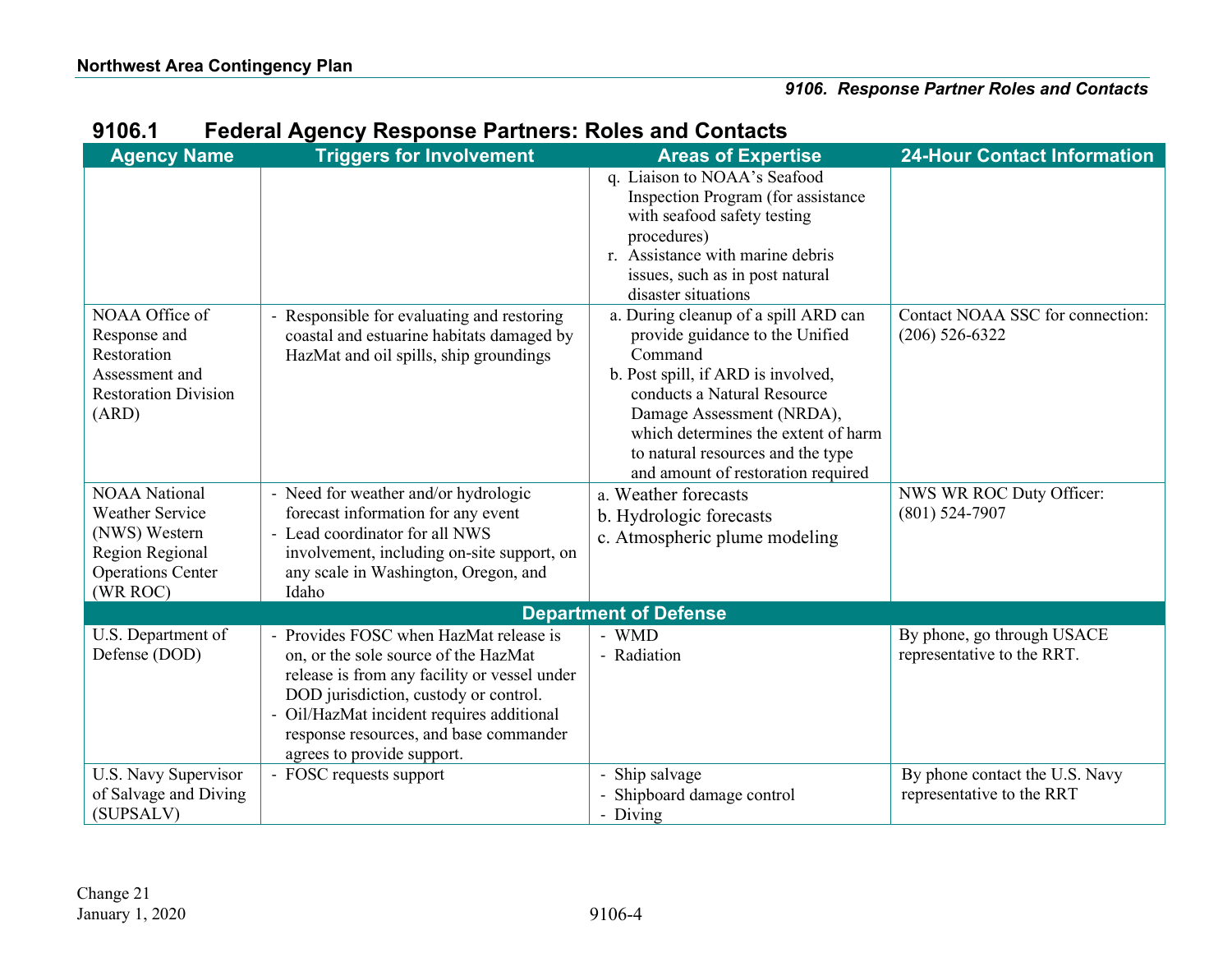## 9106.1 Federal Agency Response Partners: Roles and Contacts

| Agency Name | Triggers for Involvement | Areas of Expertise | 24-Hour Contact Information |
|---|---|---|---|
| | | q. Liaison to NOAA's Seafood Inspection Program (for assistance with seafood safety testing procedures)<br>r. Assistance with marine debris issues, such as in post natural disaster situations | |
| NOAA Office of Response and Restoration Assessment and Restoration Division (ARD) | - Responsible for evaluating and restoring coastal and estuarine habitats damaged by HazMat and oil spills, ship groundings | a. During cleanup of a spill ARD can provide guidance to the Unified Command<br>b. Post spill, if ARD is involved, conducts a Natural Resource Damage Assessment (NRDA), which determines the extent of harm to natural resources and the type and amount of restoration required | Contact NOAA SSC for connection: (206) 526-6322 |
| NOAA National Weather Service (NWS) Western Region Regional Operations Center (WR ROC) | - Need for weather and/or hydrologic forecast information for any event<br>- Lead coordinator for all NWS involvement, including on-site support, on any scale in Washington, Oregon, and Idaho | a. Weather forecasts<br>b. Hydrologic forecasts<br>c. Atmospheric plume modeling | NWS WR ROC Duty Officer: (801) 524-7907 |
| **Department of Defense** | | | |
| U.S. Department of Defense (DOD) | - Provides FOSC when HazMat release is on, or the sole source of the HazMat release is from any facility or vessel under DOD jurisdiction, custody or control.<br>- Oil/HazMat incident requires additional response resources, and base commander agrees to provide support. | - WMD<br>- Radiation | By phone, go through USACE representative to the RRT. |
| U.S. Navy Supervisor of Salvage and Diving (SUPSALV) | - FOSC requests support | - Ship salvage<br>- Shipboard damage control<br>- Diving | By phone contact the U.S. Navy representative to the RRT |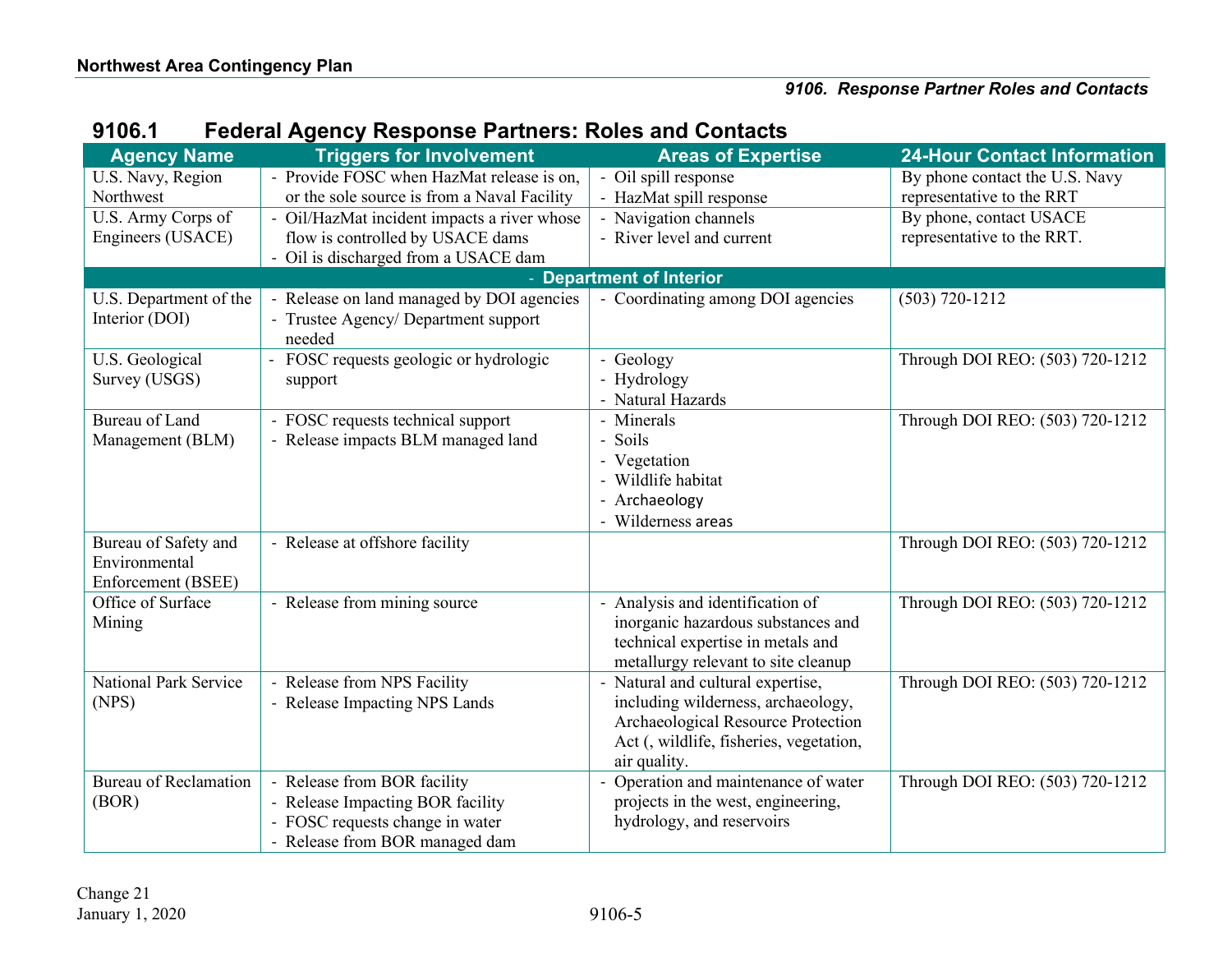## 9106.1 Federal Agency Response Partners: Roles and Contacts

| Agency Name | Triggers for Involvement | Areas of Expertise | 24-Hour Contact Information |
|---|---|---|---|
| U.S. Navy, Region Northwest | - Provide FOSC when HazMat release is on, or the sole source is from a Naval Facility | - Oil spill response<br>- HazMat spill response | By phone contact the U.S. Navy representative to the RRT |
| U.S. Army Corps of Engineers (USACE) | - Oil/HazMat incident impacts a river whose flow is controlled by USACE dams<br>- Oil is discharged from a USACE dam | - Navigation channels<br>- River level and current | By phone, contact USACE representative to the RRT. |
| **- Department of Interior** | | | |
| U.S. Department of the Interior (DOI) | - Release on land managed by DOI agencies<br>- Trustee Agency/ Department support needed | - Coordinating among DOI agencies | (503) 720-1212 |
| U.S. Geological Survey (USGS) | - FOSC requests geologic or hydrologic support | - Geology<br>- Hydrology<br>- Natural Hazards | Through DOI REO: (503) 720-1212 |
| Bureau of Land Management (BLM) | - FOSC requests technical support<br>- Release impacts BLM managed land | - Minerals<br>- Soils<br>- Vegetation<br>- Wildlife habitat<br>- Archaeology<br>- Wilderness areas | Through DOI REO: (503) 720-1212 |
| Bureau of Safety and Environmental Enforcement (BSEE) | - Release at offshore facility | | Through DOI REO: (503) 720-1212 |
| Office of Surface Mining | - Release from mining source | - Analysis and identification of inorganic hazardous substances and technical expertise in metals and metallurgy relevant to site cleanup | Through DOI REO: (503) 720-1212 |
| National Park Service (NPS) | - Release from NPS Facility<br>- Release Impacting NPS Lands | - Natural and cultural expertise, including wilderness, archaeology, Archaeological Resource Protection Act (, wildlife, fisheries, vegetation, air quality. | Through DOI REO: (503) 720-1212 |
| Bureau of Reclamation (BOR) | - Release from BOR facility<br>- Release Impacting BOR facility<br>- FOSC requests change in water<br>- Release from BOR managed dam | - Operation and maintenance of water projects in the west, engineering, hydrology, and reservoirs | Through DOI REO: (503) 720-1212 |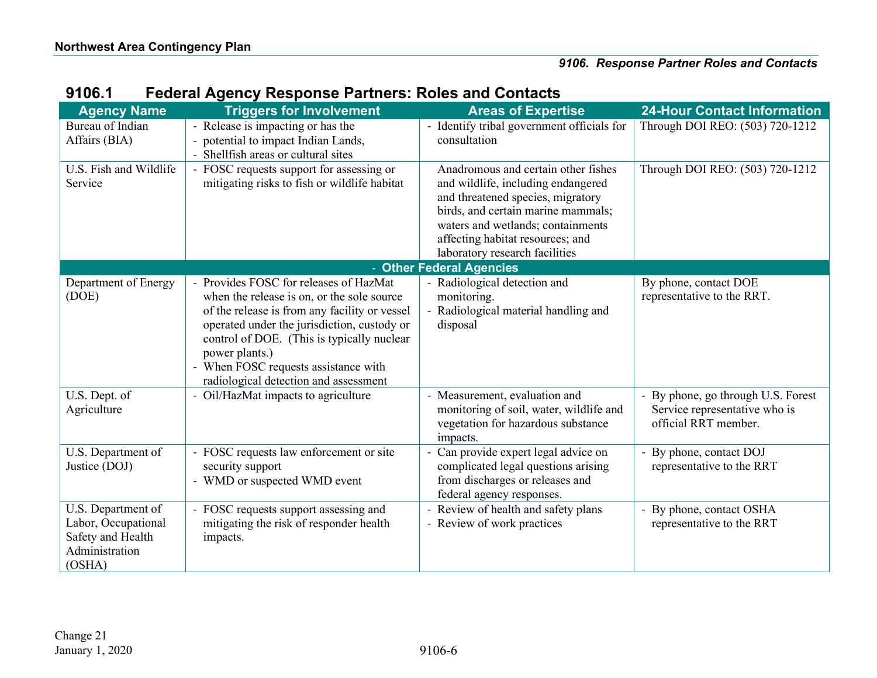## 9106.1 Federal Agency Response Partners: Roles and Contacts

| Agency Name | Triggers for Involvement | Areas of Expertise | 24-Hour Contact Information |
|---|---|---|---|
| Bureau of Indian Affairs (BIA) | - Release is impacting or has the<br>- potential to impact Indian Lands,<br>- Shellfish areas or cultural sites | - Identify tribal government officials for consultation | Through DOI REO: (503) 720-1212 |
| U.S. Fish and Wildlife Service | - FOSC requests support for assessing or mitigating risks to fish or wildlife habitat | Anadromous and certain other fishes and wildlife, including endangered and threatened species, migratory birds, and certain marine mammals; waters and wetlands; containments affecting habitat resources; and laboratory research facilities | Through DOI REO: (503) 720-1212 |
| - Other Federal Agencies | | | |
| Department of Energy (DOE) | - Provides FOSC for releases of HazMat when the release is on, or the sole source of the release is from any facility or vessel operated under the jurisdiction, custody or control of DOE. (This is typically nuclear power plants.)<br>- When FOSC requests assistance with radiological detection and assessment | - Radiological detection and monitoring.<br>- Radiological material handling and disposal | By phone, contact DOE representative to the RRT. |
| U.S. Dept. of Agriculture | - Oil/HazMat impacts to agriculture | - Measurement, evaluation and monitoring of soil, water, wildlife and vegetation for hazardous substance impacts. | - By phone, go through U.S. Forest Service representative who is official RRT member. |
| U.S. Department of Justice (DOJ) | - FOSC requests law enforcement or site security support<br>- WMD or suspected WMD event | - Can provide expert legal advice on complicated legal questions arising from discharges or releases and federal agency responses. | - By phone, contact DOJ representative to the RRT |
| U.S. Department of Labor, Occupational Safety and Health Administration (OSHA) | - FOSC requests support assessing and mitigating the risk of responder health impacts. | - Review of health and safety plans<br>- Review of work practices | - By phone, contact OSHA representative to the RRT |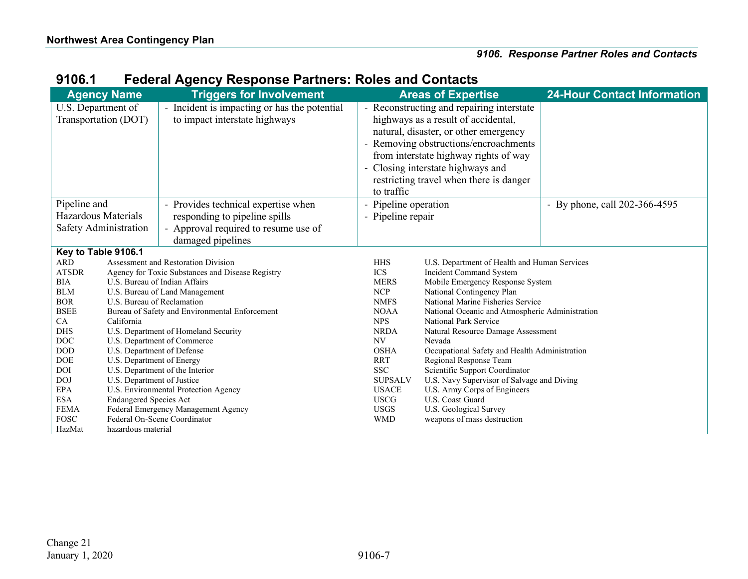## 9106.1 Federal Agency Response Partners: Roles and Contacts

| Agency Name | Triggers for Involvement | Areas of Expertise | 24-Hour Contact Information |
|---|---|---|---|
| U.S. Department of Transportation (DOT) | - Incident is impacting or has the potential to impact interstate highways | - Reconstructing and repairing interstate highways as a result of accidental, natural, disaster, or other emergency<br>- Removing obstructions/encroachments from interstate highway rights of way<br>- Closing interstate highways and restricting travel when there is danger to traffic | |
| Pipeline and Hazardous Materials Safety Administration | - Provides technical expertise when responding to pipeline spills<br>- Approval required to resume use of damaged pipelines | - Pipeline operation<br>- Pipeline repair | - By phone, call 202-366-4595 |

**Key to Table 9106.1**

| | |
|---|---|
| ARD | Assessment and Restoration Division |
| ATSDR | Agency for Toxic Substances and Disease Registry |
| BIA | U.S. Bureau of Indian Affairs |
| BLM | U.S. Bureau of Land Management |
| BOR | U.S. Bureau of Reclamation |
| BSEE | Bureau of Safety and Environmental Enforcement |
| CA | California |
| DHS | U.S. Department of Homeland Security |
| DOC | U.S. Department of Commerce |
| DOD | U.S. Department of Defense |
| DOE | U.S. Department of Energy |
| DOI | U.S. Department of the Interior |
| DOJ | U.S. Department of Justice |
| EPA | U.S. Environmental Protection Agency |
| ESA | Endangered Species Act |
| FEMA | Federal Emergency Management Agency |
| FOSC | Federal On-Scene Coordinator |
| HazMat | hazardous material |
| HHS | U.S. Department of Health and Human Services |
| ICS | Incident Command System |
| MERS | Mobile Emergency Response System |
| NCP | National Contingency Plan |
| NMFS | National Marine Fisheries Service |
| NOAA | National Oceanic and Atmospheric Administration |
| NPS | National Park Service |
| NRDA | Natural Resource Damage Assessment |
| NV | Nevada |
| OSHA | Occupational Safety and Health Administration |
| RRT | Regional Response Team |
| SSC | Scientific Support Coordinator |
| SUPSALV | U.S. Navy Supervisor of Salvage and Diving |
| USACE | U.S. Army Corps of Engineers |
| USCG | U.S. Coast Guard |
| USGS | U.S. Geological Survey |
| WMD | weapons of mass destruction |

Change 21
January 1, 2020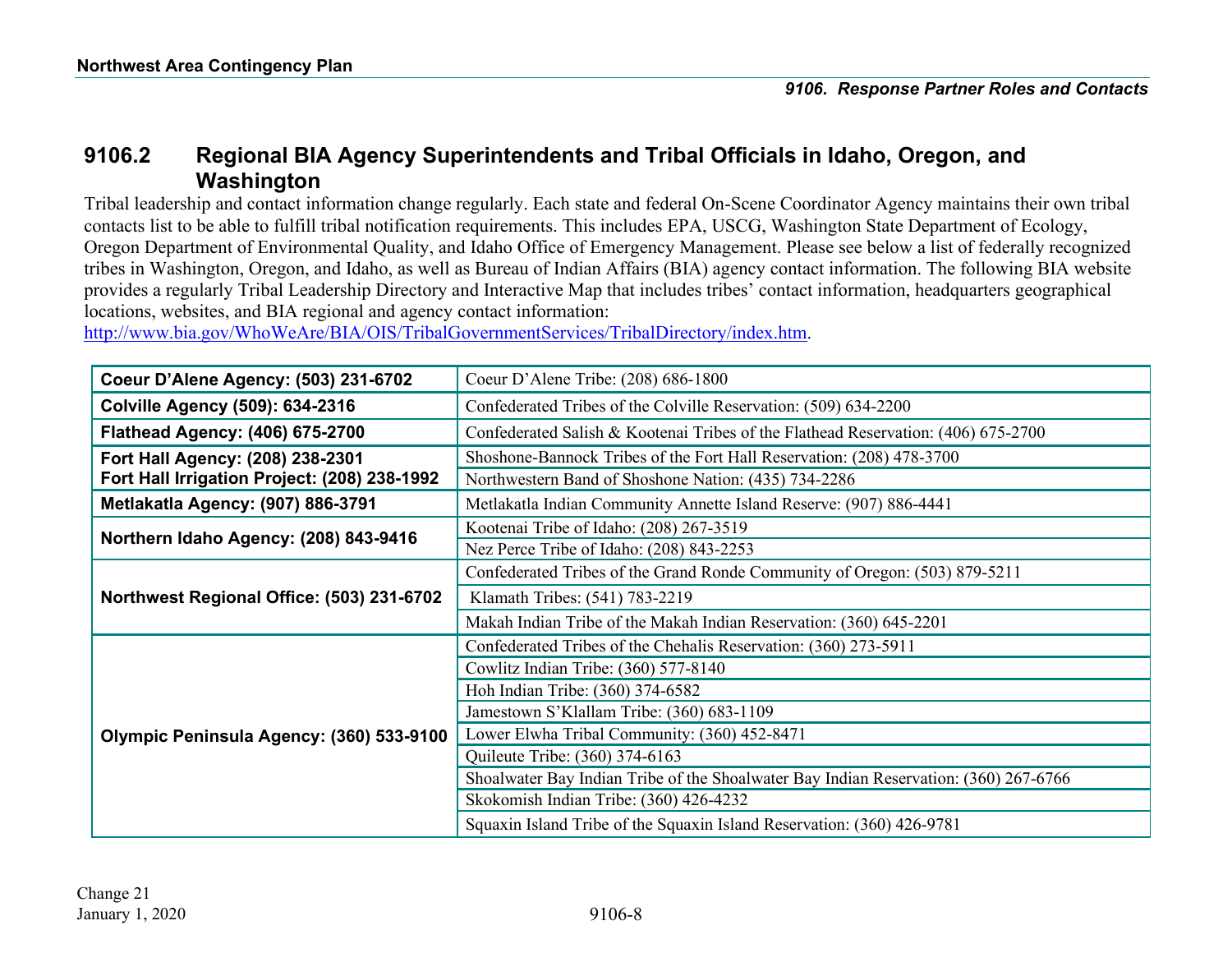## 9106.2 Regional BIA Agency Superintendents and Tribal Officials in Idaho, Oregon, and Washington

Tribal leadership and contact information change regularly. Each state and federal On-Scene Coordinator Agency maintains their own tribal contacts list to be able to fulfill tribal notification requirements. This includes EPA, USCG, Washington State Department of Ecology, Oregon Department of Environmental Quality, and Idaho Office of Emergency Management. Please see below a list of federally recognized tribes in Washington, Oregon, and Idaho, as well as Bureau of Indian Affairs (BIA) agency contact information. The following BIA website provides a regularly Tribal Leadership Directory and Interactive Map that includes tribes' contact information, headquarters geographical locations, websites, and BIA regional and agency contact information: http://www.bia.gov/WhoWeAre/BIA/OIS/TribalGovernmentServices/TribalDirectory/index.htm.

| Agency | Tribe |
|---|---|
| **Coeur D'Alene Agency: (503) 231-6702** | Coeur D'Alene Tribe: (208) 686-1800 |
| **Colville Agency (509): 634-2316** | Confederated Tribes of the Colville Reservation: (509) 634-2200 |
| **Flathead Agency: (406) 675-2700** | Confederated Salish & Kootenai Tribes of the Flathead Reservation: (406) 675-2700 |
| **Fort Hall Agency: (208) 238-2301**<br>**Fort Hall Irrigation Project: (208) 238-1992** | Shoshone-Bannock Tribes of the Fort Hall Reservation: (208) 478-3700 |
| | Northwestern Band of Shoshone Nation: (435) 734-2286 |
| **Metlakatla Agency: (907) 886-3791** | Metlakatla Indian Community Annette Island Reserve: (907) 886-4441 |
| **Northern Idaho Agency: (208) 843-9416** | Kootenai Tribe of Idaho: (208) 267-3519 |
| | Nez Perce Tribe of Idaho: (208) 843-2253 |
| **Northwest Regional Office: (503) 231-6702** | Confederated Tribes of the Grand Ronde Community of Oregon: (503) 879-5211 |
| | Klamath Tribes: (541) 783-2219 |
| | Makah Indian Tribe of the Makah Indian Reservation: (360) 645-2201 |
| **Olympic Peninsula Agency: (360) 533-9100** | Confederated Tribes of the Chehalis Reservation: (360) 273-5911 |
| | Cowlitz Indian Tribe: (360) 577-8140 |
| | Hoh Indian Tribe: (360) 374-6582 |
| | Jamestown S'Klallam Tribe: (360) 683-1109 |
| | Lower Elwha Tribal Community: (360) 452-8471 |
| | Quileute Tribe: (360) 374-6163 |
| | Shoalwater Bay Indian Tribe of the Shoalwater Bay Indian Reservation: (360) 267-6766 |
| | Skokomish Indian Tribe: (360) 426-4232 |
| | Squaxin Island Tribe of the Squaxin Island Reservation: (360) 426-9781 |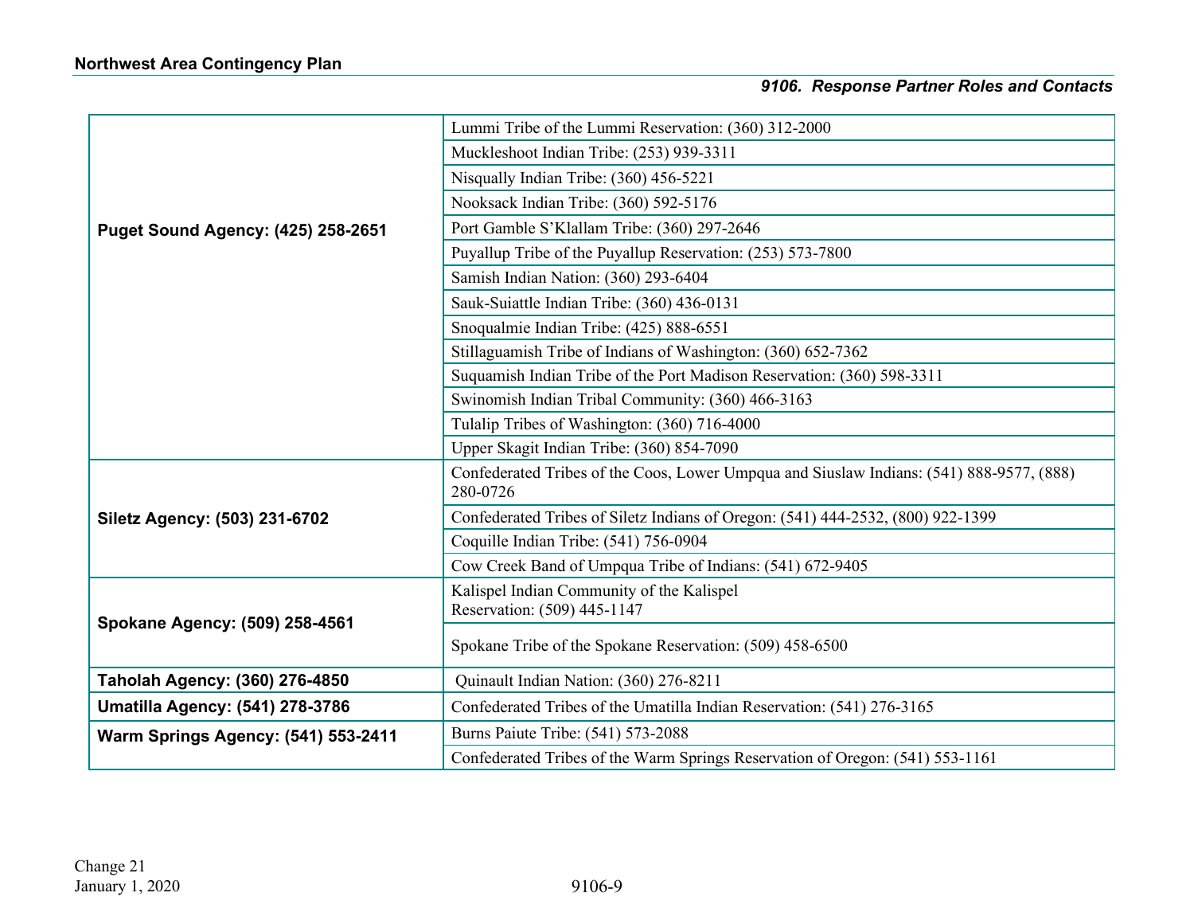| | |
|---|---|
| **Puget Sound Agency: (425) 258-2651** | Lummi Tribe of the Lummi Reservation: (360) 312-2000 |
| | Muckleshoot Indian Tribe: (253) 939-3311 |
| | Nisqually Indian Tribe: (360) 456-5221 |
| | Nooksack Indian Tribe: (360) 592-5176 |
| | Port Gamble S'Klallam Tribe: (360) 297-2646 |
| | Puyallup Tribe of the Puyallup Reservation: (253) 573-7800 |
| | Samish Indian Nation: (360) 293-6404 |
| | Sauk-Suiattle Indian Tribe: (360) 436-0131 |
| | Snoqualmie Indian Tribe: (425) 888-6551 |
| | Stillaguamish Tribe of Indians of Washington: (360) 652-7362 |
| | Suquamish Indian Tribe of the Port Madison Reservation: (360) 598-3311 |
| | Swinomish Indian Tribal Community: (360) 466-3163 |
| | Tulalip Tribes of Washington: (360) 716-4000 |
| | Upper Skagit Indian Tribe: (360) 854-7090 |
| **Siletz Agency: (503) 231-6702** | Confederated Tribes of the Coos, Lower Umpqua and Siuslaw Indians: (541) 888-9577, (888) 280-0726 |
| | Confederated Tribes of Siletz Indians of Oregon: (541) 444-2532, (800) 922-1399 |
| | Coquille Indian Tribe: (541) 756-0904 |
| | Cow Creek Band of Umpqua Tribe of Indians: (541) 672-9405 |
| **Spokane Agency: (509) 258-4561** | Kalispel Indian Community of the Kalispel Reservation: (509) 445-1147 |
| | Spokane Tribe of the Spokane Reservation: (509) 458-6500 |
| **Taholah Agency: (360) 276-4850** | Quinault Indian Nation: (360) 276-8211 |
| **Umatilla Agency: (541) 278-3786** | Confederated Tribes of the Umatilla Indian Reservation: (541) 276-3165 |
| **Warm Springs Agency: (541) 553-2411** | Burns Paiute Tribe: (541) 573-2088 |
| | Confederated Tribes of the Warm Springs Reservation of Oregon: (541) 553-1161 |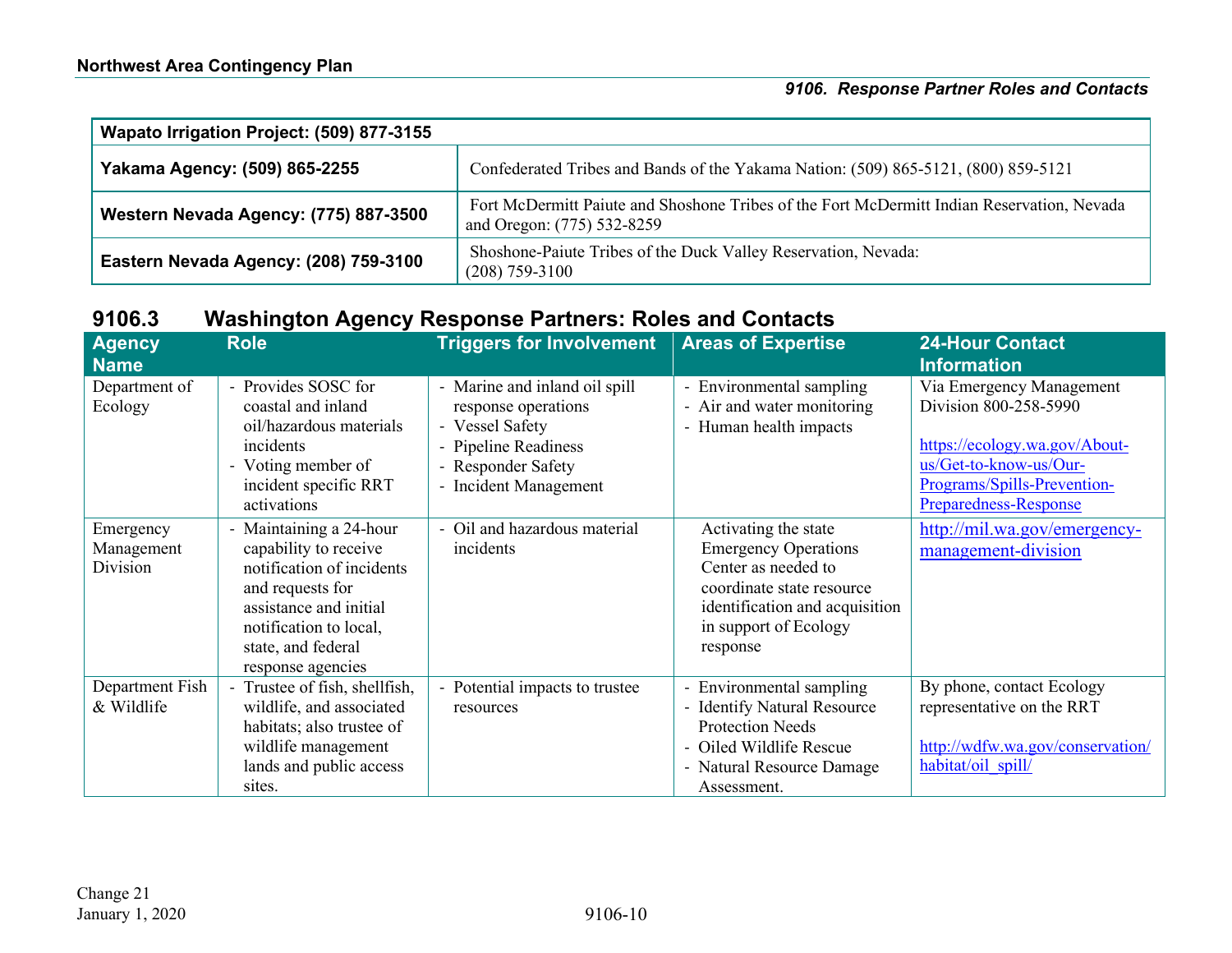| Wapato Irrigation Project: (509) 877-3155 | |
|---|---|
| **Yakama Agency: (509) 865-2255** | Confederated Tribes and Bands of the Yakama Nation: (509) 865-5121, (800) 859-5121 |
| **Western Nevada Agency: (775) 887-3500** | Fort McDermitt Paiute and Shoshone Tribes of the Fort McDermitt Indian Reservation, Nevada and Oregon: (775) 532-8259 |
| **Eastern Nevada Agency: (208) 759-3100** | Shoshone-Paiute Tribes of the Duck Valley Reservation, Nevada: (208) 759-3100 |

## 9106.3 Washington Agency Response Partners: Roles and Contacts

| Agency Name | Role | Triggers for Involvement | Areas of Expertise | 24-Hour Contact Information |
|---|---|---|---|---|
| Department of Ecology | - Provides SOSC for coastal and inland oil/hazardous materials incidents<br>- Voting member of incident specific RRT activations | - Marine and inland oil spill response operations<br>- Vessel Safety<br>- Pipeline Readiness<br>- Responder Safety<br>- Incident Management | - Environmental sampling<br>- Air and water monitoring<br>- Human health impacts | Via Emergency Management Division 800-258-5990<br><br>https://ecology.wa.gov/About-us/Get-to-know-us/Our-Programs/Spills-Prevention-Preparedness-Response |
| Emergency Management Division | - Maintaining a 24-hour capability to receive notification of incidents and requests for assistance and initial notification to local, state, and federal response agencies | - Oil and hazardous material incidents | Activating the state Emergency Operations Center as needed to coordinate state resource identification and acquisition in support of Ecology response | http://mil.wa.gov/emergency-management-division |
| Department Fish & Wildlife | - Trustee of fish, shellfish, wildlife, and associated habitats; also trustee of wildlife management lands and public access sites. | - Potential impacts to trustee resources | - Environmental sampling<br>- Identify Natural Resource Protection Needs<br>- Oiled Wildlife Rescue<br>- Natural Resource Damage Assessment. | By phone, contact Ecology representative on the RRT<br><br>http://wdfw.wa.gov/conservation/habitat/oil_spill/ |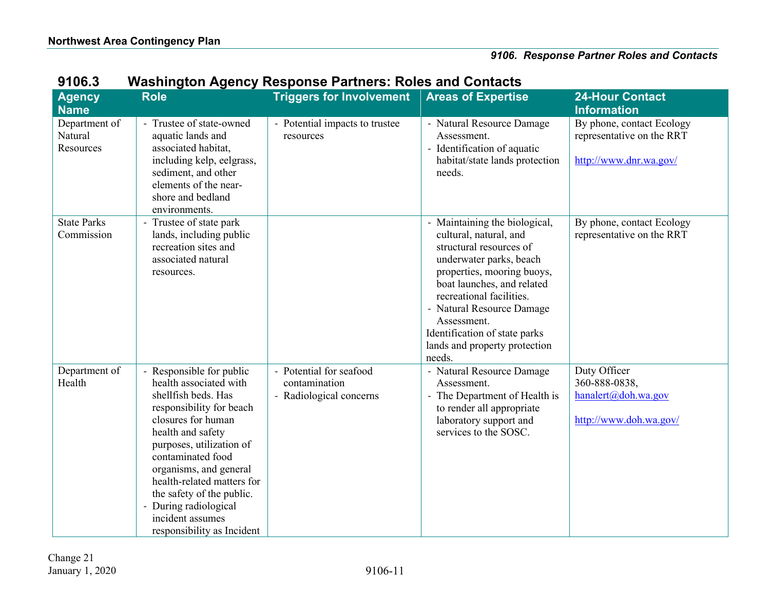## 9106.3 Washington Agency Response Partners: Roles and Contacts

| Agency Name | Role | Triggers for Involvement | Areas of Expertise | 24-Hour Contact Information |
|---|---|---|---|---|
| Department of Natural Resources | - Trustee of state-owned aquatic lands and associated habitat, including kelp, eelgrass, sediment, and other elements of the near-shore and bedland environments. | - Potential impacts to trustee resources | - Natural Resource Damage Assessment.<br>- Identification of aquatic habitat/state lands protection needs. | By phone, contact Ecology representative on the RRT<br><br>http://www.dnr.wa.gov/ |
| State Parks Commission | - Trustee of state park lands, including public recreation sites and associated natural resources. | | - Maintaining the biological, cultural, natural, and structural resources of underwater parks, beach properties, mooring buoys, boat launches, and related recreational facilities.<br>- Natural Resource Damage Assessment.<br>Identification of state parks lands and property protection needs. | By phone, contact Ecology representative on the RRT |
| Department of Health | - Responsible for public health associated with shellfish beds. Has responsibility for beach closures for human health and safety purposes, utilization of contaminated food organisms, and general health-related matters for the safety of the public.<br>- During radiological incident assumes responsibility as Incident | - Potential for seafood contamination<br>- Radiological concerns | - Natural Resource Damage Assessment.<br>- The Department of Health is to render all appropriate laboratory support and services to the SOSC. | Duty Officer<br>360-888-0838,<br>hanalert@doh.wa.gov<br><br>http://www.doh.wa.gov/ |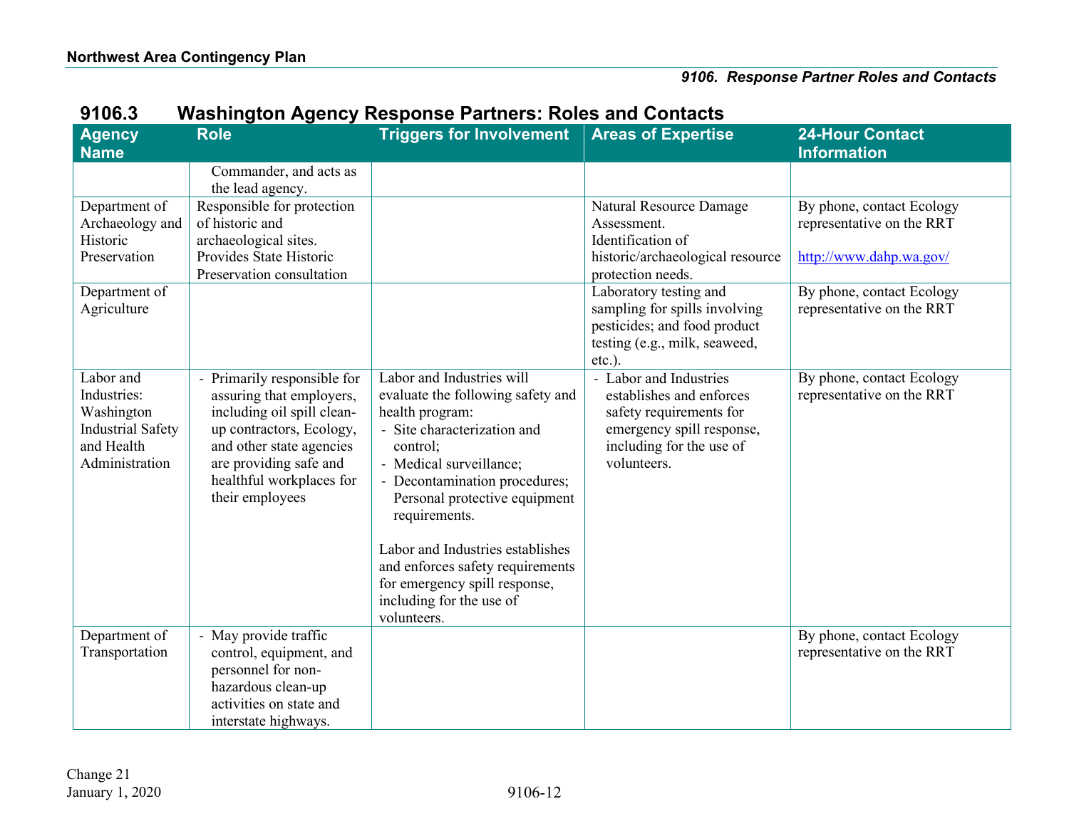## 9106.3 Washington Agency Response Partners: Roles and Contacts

| Agency Name | Role | Triggers for Involvement | Areas of Expertise | 24-Hour Contact Information |
|---|---|---|---|---|
| | Commander, and acts as the lead agency. | | | |
| Department of Archaeology and Historic Preservation | Responsible for protection of historic and archaeological sites. Provides State Historic Preservation consultation | | Natural Resource Damage Assessment. Identification of historic/archaeological resource protection needs. | By phone, contact Ecology representative on the RRT<br><br>http://www.dahp.wa.gov/ |
| Department of Agriculture | | | Laboratory testing and sampling for spills involving pesticides; and food product testing (e.g., milk, seaweed, etc.). | By phone, contact Ecology representative on the RRT |
| Labor and Industries: Washington Industrial Safety and Health Administration | - Primarily responsible for assuring that employers, including oil spill clean-up contractors, Ecology, and other state agencies are providing safe and healthful workplaces for their employees | Labor and Industries will evaluate the following safety and health program:<br>- Site characterization and control;<br>- Medical surveillance;<br>- Decontamination procedures; Personal protective equipment requirements.<br><br>Labor and Industries establishes and enforces safety requirements for emergency spill response, including for the use of volunteers. | - Labor and Industries establishes and enforces safety requirements for emergency spill response, including for the use of volunteers. | By phone, contact Ecology representative on the RRT |
| Department of Transportation | - May provide traffic control, equipment, and personnel for non-hazardous clean-up activities on state and interstate highways. | | | By phone, contact Ecology representative on the RRT |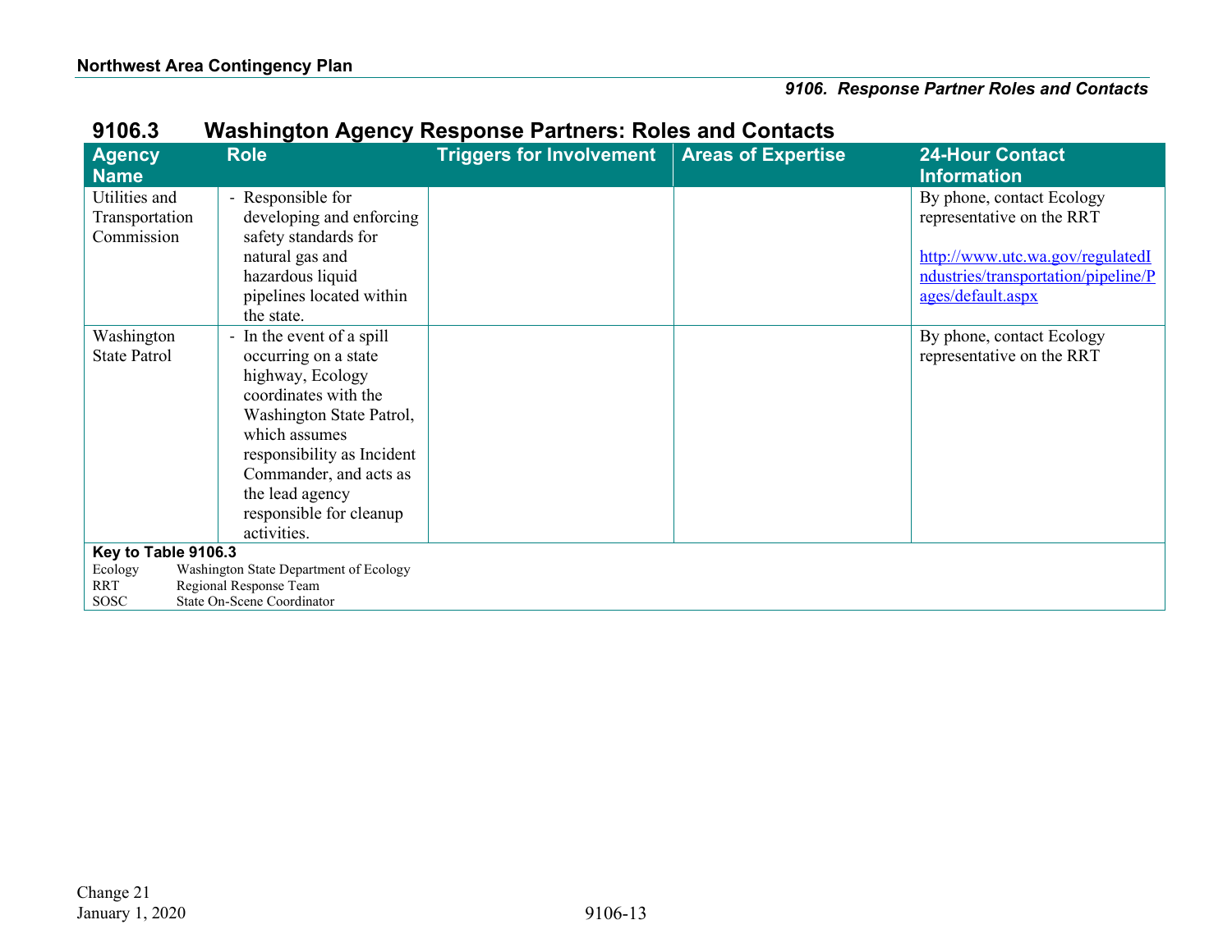## 9106.3 Washington Agency Response Partners: Roles and Contacts

| Agency Name | Role | Triggers for Involvement | Areas of Expertise | 24-Hour Contact Information |
|---|---|---|---|---|
| Utilities and Transportation Commission | - Responsible for developing and enforcing safety standards for natural gas and hazardous liquid pipelines located within the state. | | | By phone, contact Ecology representative on the RRT<br><br>http://www.utc.wa.gov/regulatedIndustries/transportation/pipeline/Pages/default.aspx |
| Washington State Patrol | - In the event of a spill occurring on a state highway, Ecology coordinates with the Washington State Patrol, which assumes responsibility as Incident Commander, and acts as the lead agency responsible for cleanup activities. | | | By phone, contact Ecology representative on the RRT |

**Key to Table 9106.3**

| | |
|---|---|
| Ecology | Washington State Department of Ecology |
| RRT | Regional Response Team |
| SOSC | State On-Scene Coordinator |

Change 21
January 1, 2020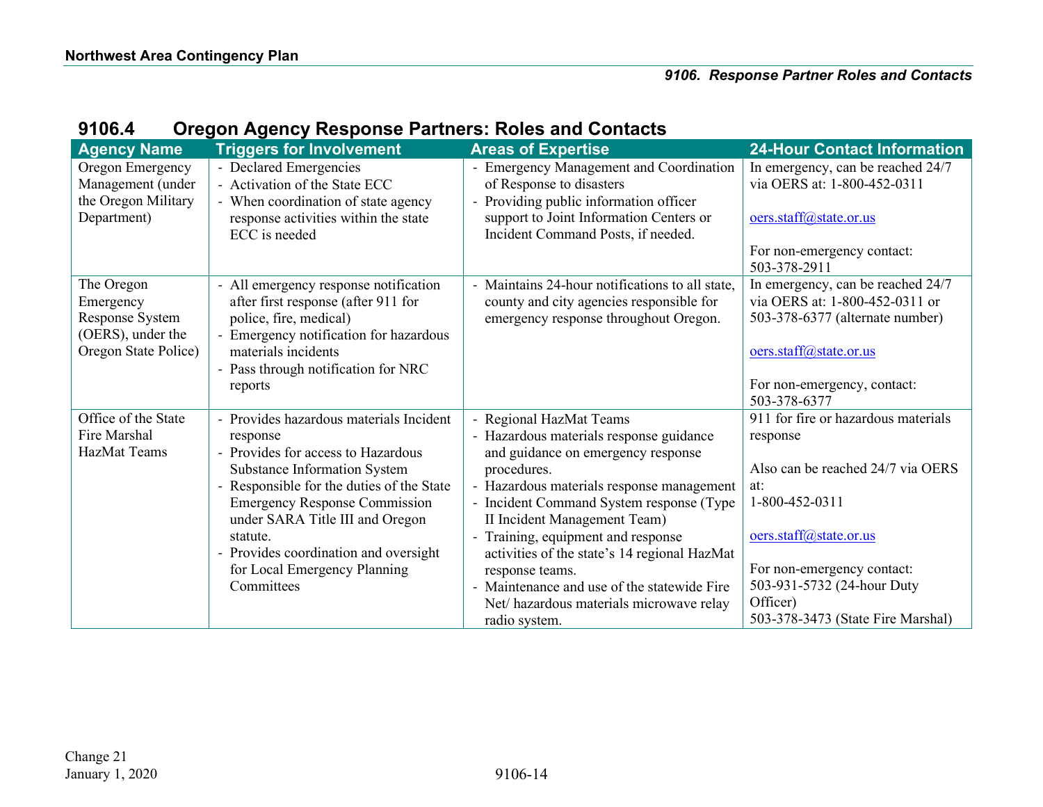## 9106.4 Oregon Agency Response Partners: Roles and Contacts

| Agency Name | Triggers for Involvement | Areas of Expertise | 24-Hour Contact Information |
|---|---|---|---|
| Oregon Emergency Management (under the Oregon Military Department) | - Declared Emergencies<br>- Activation of the State ECC<br>- When coordination of state agency response activities within the state ECC is needed | - Emergency Management and Coordination of Response to disasters<br>- Providing public information officer support to Joint Information Centers or Incident Command Posts, if needed. | In emergency, can be reached 24/7 via OERS at: 1-800-452-0311<br><br>oers.staff@state.or.us<br><br>For non-emergency contact: 503-378-2911 |
| The Oregon Emergency Response System (OERS), under the Oregon State Police) | - All emergency response notification after first response (after 911 for police, fire, medical)<br>- Emergency notification for hazardous materials incidents<br>- Pass through notification for NRC reports | - Maintains 24-hour notifications to all state, county and city agencies responsible for emergency response throughout Oregon. | In emergency, can be reached 24/7 via OERS at: 1-800-452-0311 or 503-378-6377 (alternate number)<br><br>oers.staff@state.or.us<br><br>For non-emergency, contact: 503-378-6377 |
| Office of the State Fire Marshal HazMat Teams | - Provides hazardous materials Incident response<br>- Provides for access to Hazardous Substance Information System<br>- Responsible for the duties of the State Emergency Response Commission under SARA Title III and Oregon statute.<br>- Provides coordination and oversight for Local Emergency Planning Committees | - Regional HazMat Teams<br>- Hazardous materials response guidance and guidance on emergency response procedures.<br>- Hazardous materials response management<br>- Incident Command System response (Type II Incident Management Team)<br>- Training, equipment and response activities of the state's 14 regional HazMat response teams.<br>- Maintenance and use of the statewide Fire Net/ hazardous materials microwave relay radio system. | 911 for fire or hazardous materials response<br><br>Also can be reached 24/7 via OERS at:<br>1-800-452-0311<br><br>oers.staff@state.or.us<br><br>For non-emergency contact:<br>503-931-5732 (24-hour Duty Officer)<br>503-378-3473 (State Fire Marshal) |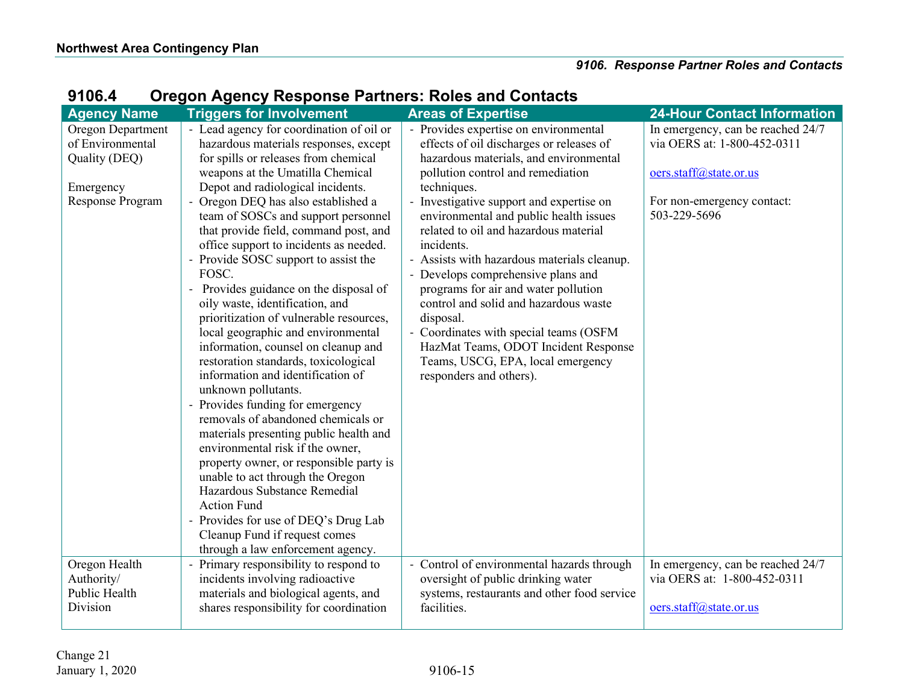## 9106.4 Oregon Agency Response Partners: Roles and Contacts

| Agency Name | Triggers for Involvement | Areas of Expertise | 24-Hour Contact Information |
|---|---|---|---|
| Oregon Department of Environmental Quality (DEQ)<br><br>Emergency Response Program | - Lead agency for coordination of oil or hazardous materials responses, except for spills or releases from chemical weapons at the Umatilla Chemical Depot and radiological incidents.<br>- Oregon DEQ has also established a team of SOSCs and support personnel that provide field, command post, and office support to incidents as needed.<br>- Provide SOSC support to assist the FOSC.<br>- Provides guidance on the disposal of oily waste, identification, and prioritization of vulnerable resources, local geographic and environmental information, counsel on cleanup and restoration standards, toxicological information and identification of unknown pollutants.<br>- Provides funding for emergency removals of abandoned chemicals or materials presenting public health and environmental risk if the owner, property owner, or responsible party is unable to act through the Oregon Hazardous Substance Remedial Action Fund<br>- Provides for use of DEQ's Drug Lab Cleanup Fund if request comes through a law enforcement agency. | - Provides expertise on environmental effects of oil discharges or releases of hazardous materials, and environmental pollution control and remediation techniques.<br>- Investigative support and expertise on environmental and public health issues related to oil and hazardous material incidents.<br>- Assists with hazardous materials cleanup.<br>- Develops comprehensive plans and programs for air and water pollution control and solid and hazardous waste disposal.<br>- Coordinates with special teams (OSFM HazMat Teams, ODOT Incident Response Teams, USCG, EPA, local emergency responders and others). | In emergency, can be reached 24/7 via OERS at: 1-800-452-0311<br><br>oers.staff@state.or.us<br><br>For non-emergency contact: 503-229-5696 |
| Oregon Health Authority/ Public Health Division | - Primary responsibility to respond to incidents involving radioactive materials and biological agents, and shares responsibility for coordination | - Control of environmental hazards through oversight of public drinking water systems, restaurants and other food service facilities. | In emergency, can be reached 24/7 via OERS at: 1-800-452-0311<br><br>oers.staff@state.or.us |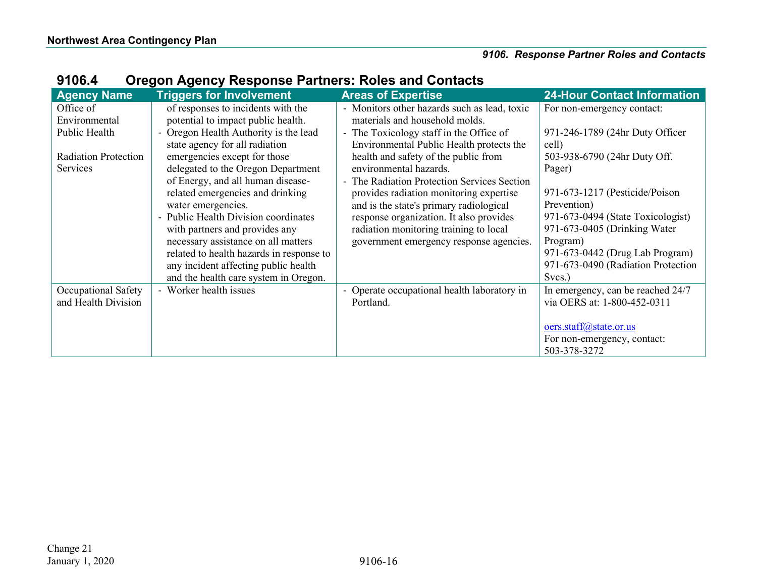## 9106.4 Oregon Agency Response Partners: Roles and Contacts

| Agency Name | Triggers for Involvement | Areas of Expertise | 24-Hour Contact Information |
|---|---|---|---|
| Office of Environmental Public Health<br><br>Radiation Protection Services | of responses to incidents with the potential to impact public health.<br>- Oregon Health Authority is the lead state agency for all radiation emergencies except for those delegated to the Oregon Department of Energy, and all human disease-related emergencies and drinking water emergencies.<br>- Public Health Division coordinates with partners and provides any necessary assistance on all matters related to health hazards in response to any incident affecting public health and the health care system in Oregon. | - Monitors other hazards such as lead, toxic materials and household molds.<br>- The Toxicology staff in the Office of Environmental Public Health protects the health and safety of the public from environmental hazards.<br>- The Radiation Protection Services Section provides radiation monitoring expertise and is the state's primary radiological response organization. It also provides radiation monitoring training to local government emergency response agencies. | For non-emergency contact:<br><br>971-246-1789 (24hr Duty Officer cell)<br>503-938-6790 (24hr Duty Off. Pager)<br><br>971-673-1217 (Pesticide/Poison Prevention)<br>971-673-0494 (State Toxicologist)<br>971-673-0405 (Drinking Water Program)<br>971-673-0442 (Drug Lab Program)<br>971-673-0490 (Radiation Protection Svcs.) |
| Occupational Safety and Health Division | - Worker health issues | - Operate occupational health laboratory in Portland. | In emergency, can be reached 24/7 via OERS at: 1-800-452-0311<br><br>oers.staff@state.or.us<br>For non-emergency, contact: 503-378-3272 |

Change 21
January 1, 2020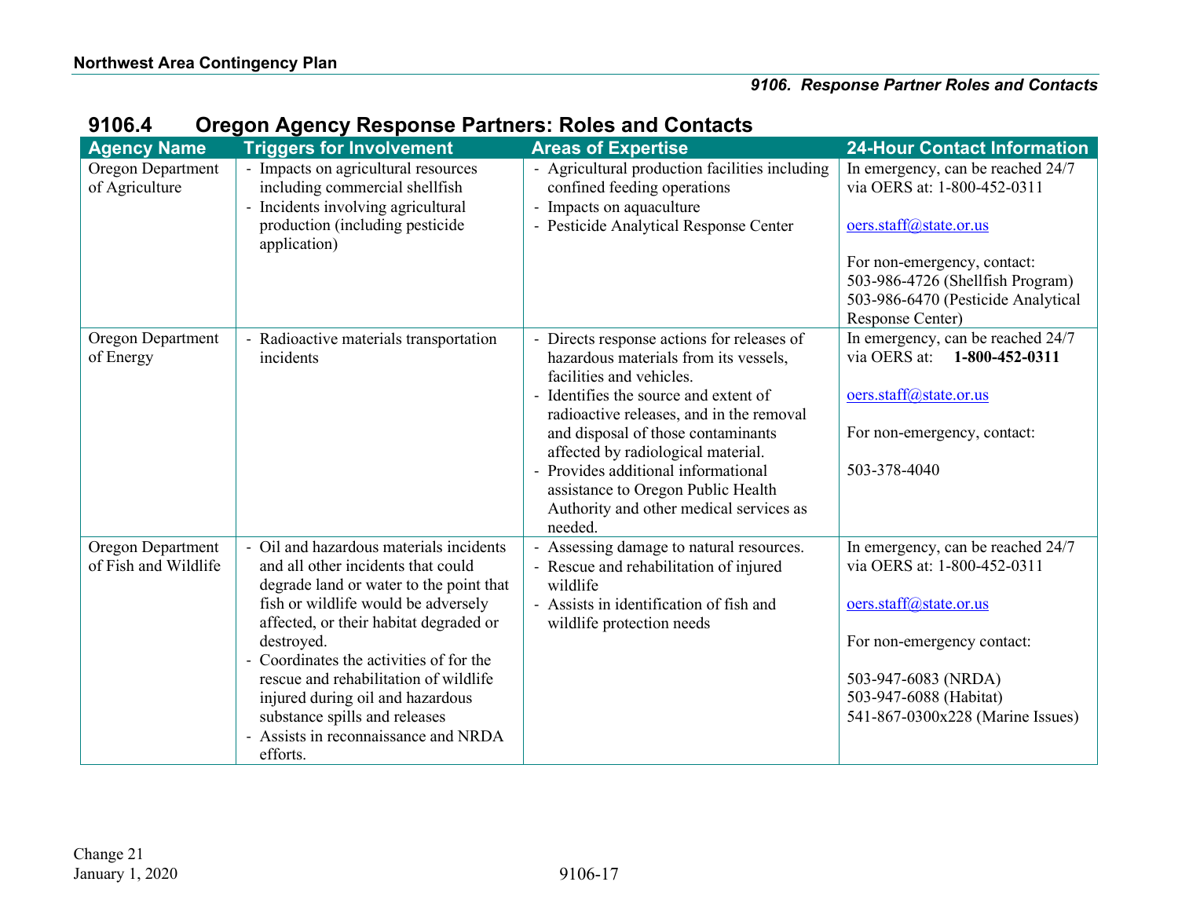## 9106.4 Oregon Agency Response Partners: Roles and Contacts

| Agency Name | Triggers for Involvement | Areas of Expertise | 24-Hour Contact Information |
|---|---|---|---|
| Oregon Department of Agriculture | - Impacts on agricultural resources including commercial shellfish<br>- Incidents involving agricultural production (including pesticide application) | - Agricultural production facilities including confined feeding operations<br>- Impacts on aquaculture<br>- Pesticide Analytical Response Center | In emergency, can be reached 24/7 via OERS at: 1-800-452-0311<br><br>oers.staff@state.or.us<br><br>For non-emergency, contact:<br>503-986-4726 (Shellfish Program)<br>503-986-6470 (Pesticide Analytical Response Center) |
| Oregon Department of Energy | - Radioactive materials transportation incidents | - Directs response actions for releases of hazardous materials from its vessels, facilities and vehicles.<br>- Identifies the source and extent of radioactive releases, and in the removal and disposal of those contaminants affected by radiological material.<br>- Provides additional informational assistance to Oregon Public Health Authority and other medical services as needed. | In emergency, can be reached 24/7 via OERS at: **1-800-452-0311**<br><br>oers.staff@state.or.us<br><br>For non-emergency, contact:<br><br>503-378-4040 |
| Oregon Department of Fish and Wildlife | - Oil and hazardous materials incidents and all other incidents that could degrade land or water to the point that fish or wildlife would be adversely affected, or their habitat degraded or destroyed.<br>- Coordinates the activities of for the rescue and rehabilitation of wildlife injured during oil and hazardous substance spills and releases<br>- Assists in reconnaissance and NRDA efforts. | - Assessing damage to natural resources.<br>- Rescue and rehabilitation of injured wildlife<br>- Assists in identification of fish and wildlife protection needs | In emergency, can be reached 24/7 via OERS at: 1-800-452-0311<br><br>oers.staff@state.or.us<br><br>For non-emergency contact:<br><br>503-947-6083 (NRDA)<br>503-947-6088 (Habitat)<br>541-867-0300x228 (Marine Issues) |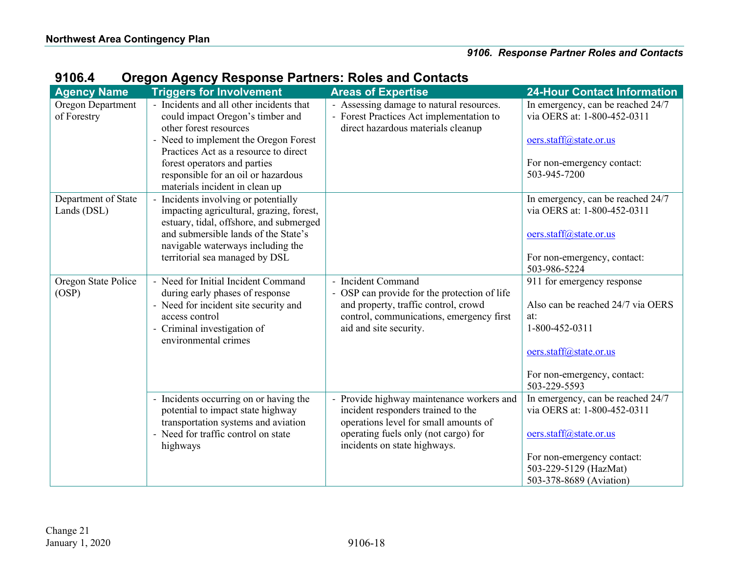## 9106.4 Oregon Agency Response Partners: Roles and Contacts

| Agency Name | Triggers for Involvement | Areas of Expertise | 24-Hour Contact Information |
|---|---|---|---|
| Oregon Department of Forestry | - Incidents and all other incidents that could impact Oregon's timber and other forest resources<br>- Need to implement the Oregon Forest Practices Act as a resource to direct forest operators and parties responsible for an oil or hazardous materials incident in clean up | - Assessing damage to natural resources.<br>- Forest Practices Act implementation to direct hazardous materials cleanup | In emergency, can be reached 24/7 via OERS at: 1-800-452-0311<br><br>oers.staff@state.or.us<br><br>For non-emergency contact: 503-945-7200 |
| Department of State Lands (DSL) | - Incidents involving or potentially impacting agricultural, grazing, forest, estuary, tidal, offshore, and submerged and submersible lands of the State's navigable waterways including the territorial sea managed by DSL | | In emergency, can be reached 24/7 via OERS at: 1-800-452-0311<br><br>oers.staff@state.or.us<br><br>For non-emergency, contact: 503-986-5224 |
| Oregon State Police (OSP) | - Need for Initial Incident Command during early phases of response<br>- Need for incident site security and access control<br>- Criminal investigation of environmental crimes | - Incident Command<br>- OSP can provide for the protection of life and property, traffic control, crowd control, communications, emergency first aid and site security. | 911 for emergency response<br><br>Also can be reached 24/7 via OERS at:<br>1-800-452-0311<br><br>oers.staff@state.or.us<br><br>For non-emergency, contact: 503-229-5593 |
| | - Incidents occurring on or having the potential to impact state highway transportation systems and aviation<br>- Need for traffic control on state highways | - Provide highway maintenance workers and incident responders trained to the operations level for small amounts of operating fuels only (not cargo) for incidents on state highways. | In emergency, can be reached 24/7 via OERS at: 1-800-452-0311<br><br>oers.staff@state.or.us<br><br>For non-emergency contact:<br>503-229-5129 (HazMat)<br>503-378-8689 (Aviation) |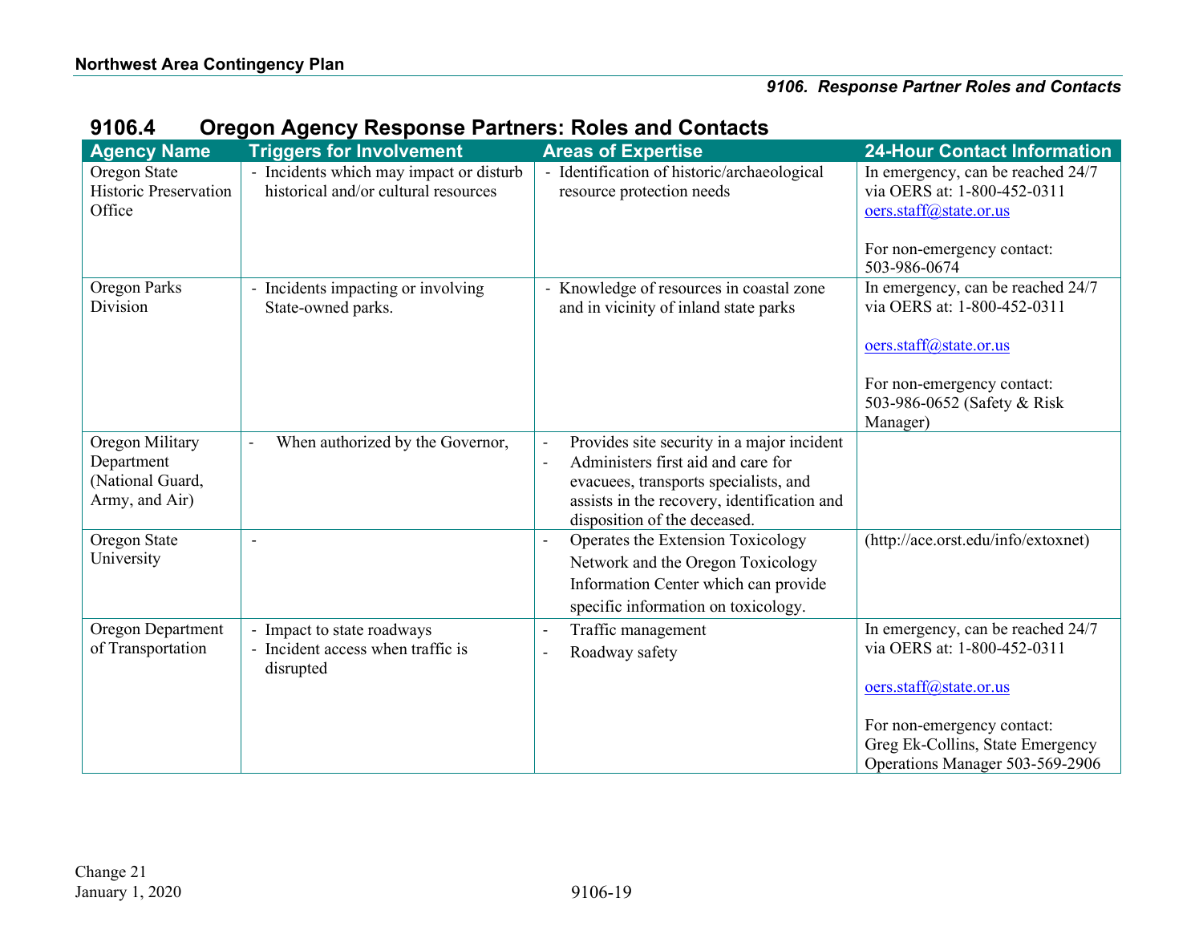## 9106.4 Oregon Agency Response Partners: Roles and Contacts

| Agency Name | Triggers for Involvement | Areas of Expertise | 24-Hour Contact Information |
|---|---|---|---|
| Oregon State Historic Preservation Office | - Incidents which may impact or disturb historical and/or cultural resources | - Identification of historic/archaeological resource protection needs | In emergency, can be reached 24/7 via OERS at: 1-800-452-0311 oers.staff@state.or.us<br><br>For non-emergency contact: 503-986-0674 |
| Oregon Parks Division | - Incidents impacting or involving State-owned parks. | - Knowledge of resources in coastal zone and in vicinity of inland state parks | In emergency, can be reached 24/7 via OERS at: 1-800-452-0311<br><br>oers.staff@state.or.us<br><br>For non-emergency contact: 503-986-0652 (Safety & Risk Manager) |
| Oregon Military Department (National Guard, Army, and Air) | - When authorized by the Governor, | - Provides site security in a major incident<br>- Administers first aid and care for evacuees, transports specialists, and assists in the recovery, identification and disposition of the deceased. | |
| Oregon State University | - | - Operates the Extension Toxicology Network and the Oregon Toxicology Information Center which can provide specific information on toxicology. | (http://ace.orst.edu/info/extoxnet) |
| Oregon Department of Transportation | - Impact to state roadways<br>- Incident access when traffic is disrupted | - Traffic management<br>- Roadway safety | In emergency, can be reached 24/7 via OERS at: 1-800-452-0311<br><br>oers.staff@state.or.us<br><br>For non-emergency contact: Greg Ek-Collins, State Emergency Operations Manager 503-569-2906 |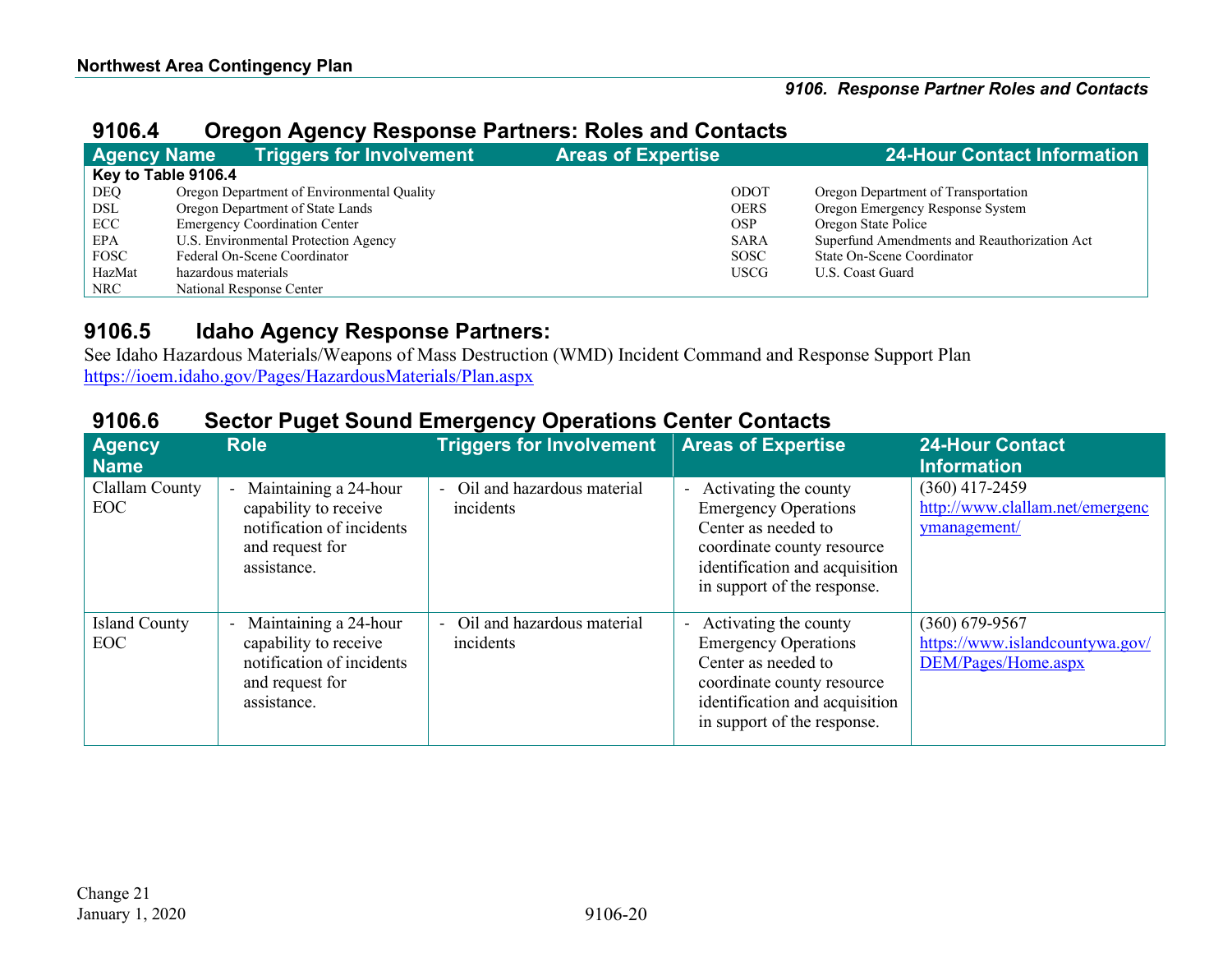## 9106.4 Oregon Agency Response Partners: Roles and Contacts

| Agency Name | Triggers for Involvement | Areas of Expertise | 24-Hour Contact Information |
|---|---|---|---|

**Key to Table 9106.4**

| | | | |
|---|---|---|---|
| DEQ | Oregon Department of Environmental Quality | ODOT | Oregon Department of Transportation |
| DSL | Oregon Department of State Lands | OERS | Oregon Emergency Response System |
| ECC | Emergency Coordination Center | OSP | Oregon State Police |
| EPA | U.S. Environmental Protection Agency | SARA | Superfund Amendments and Reauthorization Act |
| FOSC | Federal On-Scene Coordinator | SOSC | State On-Scene Coordinator |
| HazMat | hazardous materials | USCG | U.S. Coast Guard |
| NRC | National Response Center | | |

## 9106.5 Idaho Agency Response Partners:

See Idaho Hazardous Materials/Weapons of Mass Destruction (WMD) Incident Command and Response Support Plan
https://ioem.idaho.gov/Pages/HazardousMaterials/Plan.aspx

## 9106.6 Sector Puget Sound Emergency Operations Center Contacts

| Agency Name | Role | Triggers for Involvement | Areas of Expertise | 24-Hour Contact Information |
|---|---|---|---|---|
| Clallam County EOC | - Maintaining a 24-hour capability to receive notification of incidents and request for assistance. | - Oil and hazardous material incidents | - Activating the county Emergency Operations Center as needed to coordinate county resource identification and acquisition in support of the response. | (360) 417-2459 http://www.clallam.net/emergencymanagement/ |
| Island County EOC | - Maintaining a 24-hour capability to receive notification of incidents and request for assistance. | - Oil and hazardous material incidents | - Activating the county Emergency Operations Center as needed to coordinate county resource identification and acquisition in support of the response. | (360) 679-9567 https://www.islandcountywa.gov/DEM/Pages/Home.aspx |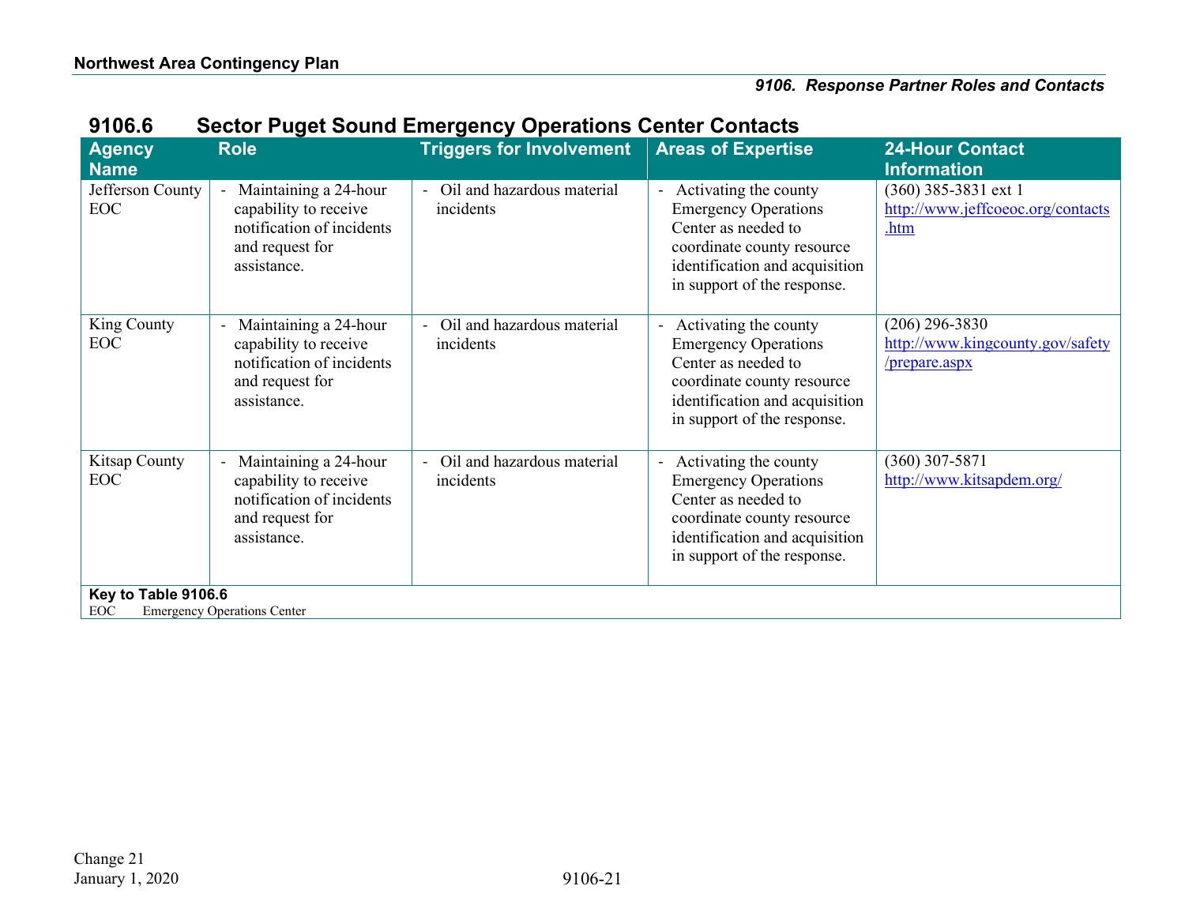## 9106.6 Sector Puget Sound Emergency Operations Center Contacts

| Agency Name | Role | Triggers for Involvement | Areas of Expertise | 24-Hour Contact Information |
|---|---|---|---|---|
| Jefferson County EOC | - Maintaining a 24-hour capability to receive notification of incidents and request for assistance. | - Oil and hazardous material incidents | - Activating the county Emergency Operations Center as needed to coordinate county resource identification and acquisition in support of the response. | (360) 385-3831 ext 1 http://www.jeffcoeoc.org/contacts.htm |
| King County EOC | - Maintaining a 24-hour capability to receive notification of incidents and request for assistance. | - Oil and hazardous material incidents | - Activating the county Emergency Operations Center as needed to coordinate county resource identification and acquisition in support of the response. | (206) 296-3830 http://www.kingcounty.gov/safety/prepare.aspx |
| Kitsap County EOC | - Maintaining a 24-hour capability to receive notification of incidents and request for assistance. | - Oil and hazardous material incidents | - Activating the county Emergency Operations Center as needed to coordinate county resource identification and acquisition in support of the response. | (360) 307-5871 http://www.kitsapdem.org/ |

**Key to Table 9106.6**
EOC Emergency Operations Center